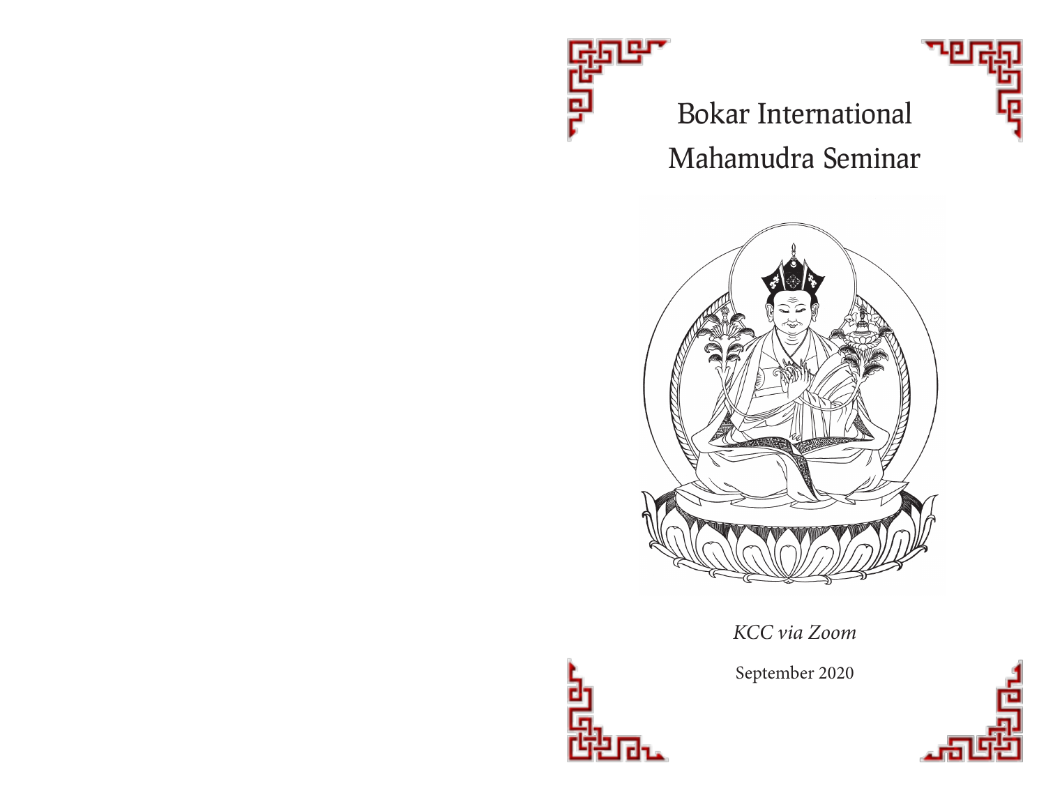# Bokar International Mahamudra Seminar

*KCC via Zoom*

September 2020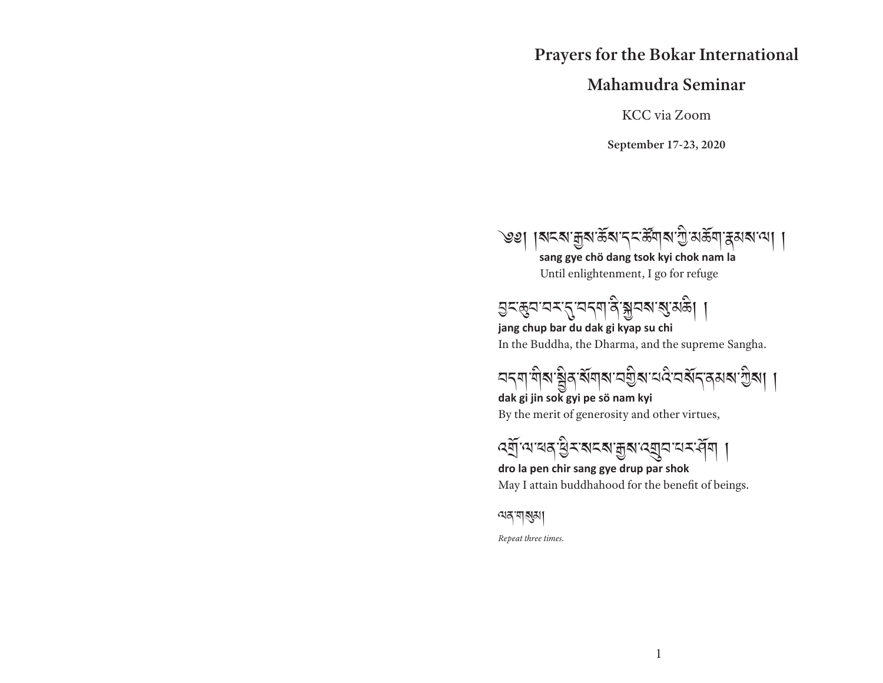# Prayers for the Bokar International Mahamudra Seminar

KCC via Zoom

**September 17-23, 2020**

༄༅། །སངས་རྒྱས་ཆོས་དང་ཚོགས་ཀྱི་མཆོག་རྣམས་ལ། །
**sang gye chö dang tsok kyi chok nam la**
Until enlightenment, I go for refuge

བྱང་ཆུབ་བར་དུ་བདག་ནི་སྐྱབས་སུ་མཆི། །
**jang chup bar du dak gi kyap su chi**
In the Buddha, the Dharma, and the supreme Sangha.

བདག་གིས་སྦྱིན་སོགས་བགྱིས་པའི་བསོད་ནམས་ཀྱིས། །
**dak gi jin sok gyi pe sö nam kyi**
By the merit of generosity and other virtues,

འགྲོ་ལ་ཕན་ཕྱིར་སངས་རྒྱས་འགྲུབ་པར་ཤོག །
**dro la pen chir sang gye drup par shok**
May I attain buddhahood for the benefit of beings.

ལན་གསུམ།
*Repeat three times.*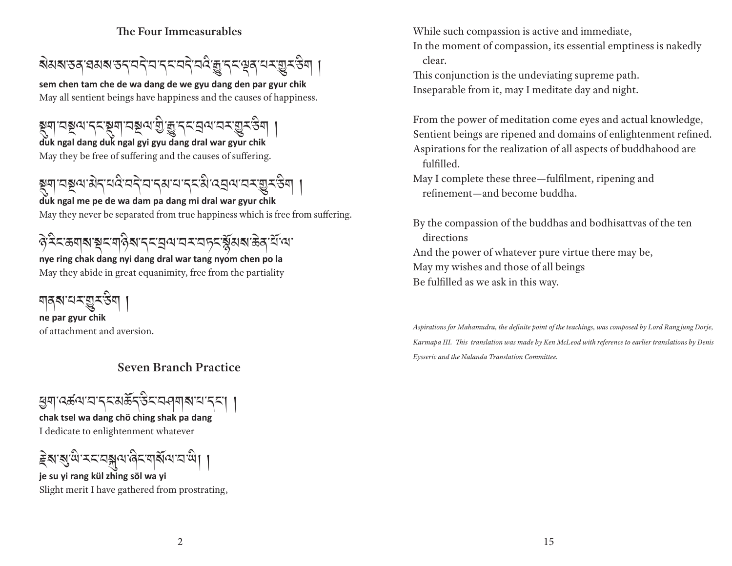## The Four Immeasurables

སེམས་ཅན་ཐམས་ཅད་བདེ་བ་དང་བདེ་བའི་རྒྱུ་དང་ལྡན་པར་གྱུར་ཅིག །

**sem chen tam che de wa dang de we gyu dang den par gyur chik**
May all sentient beings have happiness and the causes of happiness.

སྡུག་བསྔལ་དང་སྡུག་བསྔལ་གྱི་རྒྱུ་དང་བྲལ་བར་གྱུར་ཅིག །

**duk ngal dang duk ngal gyi gyu dang dral war gyur chik**
May they be free of suffering and the causes of suffering.

སྡུག་བསྔལ་མེད་པའི་བདེ་བ་དམ་པ་དང་མི་འབྲལ་བར་གྱུར་ཅིག །

**duk ngal me pe de wa dam pa dang mi dral war gyur chik**
May they never be separated from true happiness which is free from suffering.

ཉེ་རིང་ཆགས་སྡང་གཉིས་དང་བྲལ་བར་བཏང་སྙོམས་ཆེན་པོ་ལ་

**nye ring chak dang nyi dang dral war tang nyom chen po la**
May they abide in great equanimity, free from the partiality

གནས་པར་གྱུར་ཅིག །

**ne par gyur chik**
of attachment and aversion.

## Seven Branch Practice

ཕྱག་འཚལ་བ་དང་མཆོད་ཅིང་བཤགས་པ་དང་། །

**chak tsel wa dang chö ching shak pa dang**
I dedicate to enlightenment whatever

རྗེས་སུ་ཡི་རང་བསྐུལ་ཞིང་གསོལ་བ་ཡི། །

**je su yi rang kül zhing söl wa yi**
Slight merit I have gathered from prostrating,

While such compassion is active and immediate,
In the moment of compassion, its essential emptiness is nakedly clear.
This conjunction is the undeviating supreme path.
Inseparable from it, may I meditate day and night.

From the power of meditation come eyes and actual knowledge,
Sentient beings are ripened and domains of enlightenment refined.
Aspirations for the realization of all aspects of buddhahood are fulfilled.
May I complete these three—fulfilment, ripening and refinement—and become buddha.

By the compassion of the buddhas and bodhisattvas of the ten directions
And the power of whatever pure virtue there may be,
May my wishes and those of all beings
Be fulfilled as we ask in this way.

*Aspirations for Mahamudra, the definite point of the teachings, was composed by Lord Rangjung Dorje, Karmapa III. This translation was made by Ken McLeod with reference to earlier translations by Denis Eysseric and the Nalanda Translation Committee.*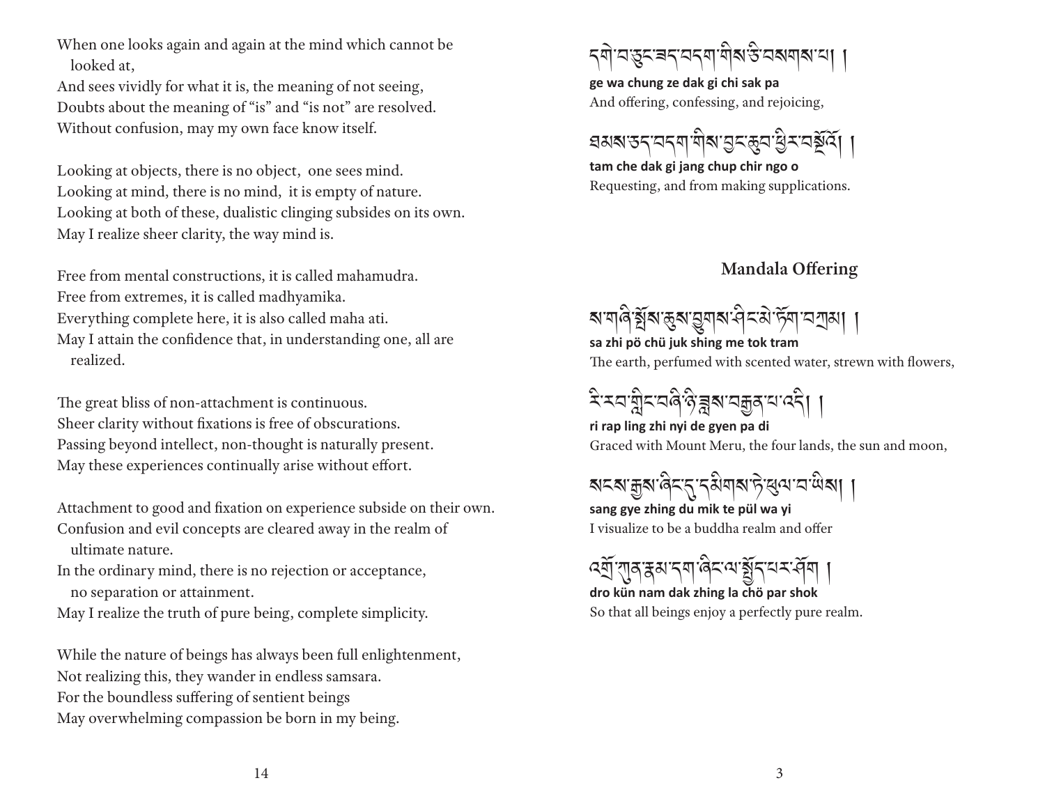When one looks again and again at the mind which cannot be looked at,
And sees vividly for what it is, the meaning of not seeing,
Doubts about the meaning of "is" and "is not" are resolved.
Without confusion, may my own face know itself.

Looking at objects, there is no object, one sees mind.
Looking at mind, there is no mind, it is empty of nature.
Looking at both of these, dualistic clinging subsides on its own.
May I realize sheer clarity, the way mind is.

Free from mental constructions, it is called mahamudra.
Free from extremes, it is called madhyamika.
Everything complete here, it is also called maha ati.
May I attain the confidence that, in understanding one, all are realized.

The great bliss of non-attachment is continuous.
Sheer clarity without fixations is free of obscurations.
Passing beyond intellect, non-thought is naturally present.
May these experiences continually arise without effort.

Attachment to good and fixation on experience subside on their own.
Confusion and evil concepts are cleared away in the realm of ultimate nature.
In the ordinary mind, there is no rejection or acceptance, no separation or attainment.
May I realize the truth of pure being, complete simplicity.

While the nature of beings has always been full enlightenment,
Not realizing this, they wander in endless samsara.
For the boundless suffering of sentient beings
May overwhelming compassion be born in my being.

དགེ་བ་ཅུང་ཟད་བདག་གིས་ཅི་བསགས་པ། །

**ge wa chung ze dak gi chi sak pa**
And offering, confessing, and rejoicing,

ཐམས་ཅད་བདག་གིས་བྱང་ཆུབ་ཕྱིར་བསྔོའོ། །

**tam che dak gi jang chup chir ngo o**
Requesting, and from making supplications.

## Mandala Offering

ས་གཞི་སྤོས་ཆུས་བྱུགས་ཤིང་མེ་ཏོག་བཀྲམ། །

**sa zhi pö chü juk shing me tok tram**
The earth, perfumed with scented water, strewn with flowers,

རི་རབ་གླིང་བཞི་ཉི་ཟླས་བརྒྱན་པ་འདི། །

**ri rap ling zhi nyi de gyen pa di**
Graced with Mount Meru, the four lands, the sun and moon,

སངས་རྒྱས་ཞིང་དུ་དམིགས་ཏེ་ཕུལ་བ་ཡིས། །

**sang gye zhing du mik te pül wa yi**
I visualize to be a buddha realm and offer

འགྲོ་ཀུན་རྣམ་དག་ཞིང་ལ་སྤྱོད་པར་ཤོག །

**dro kün nam dak zhing la chö par shok**
So that all beings enjoy a perfectly pure realm.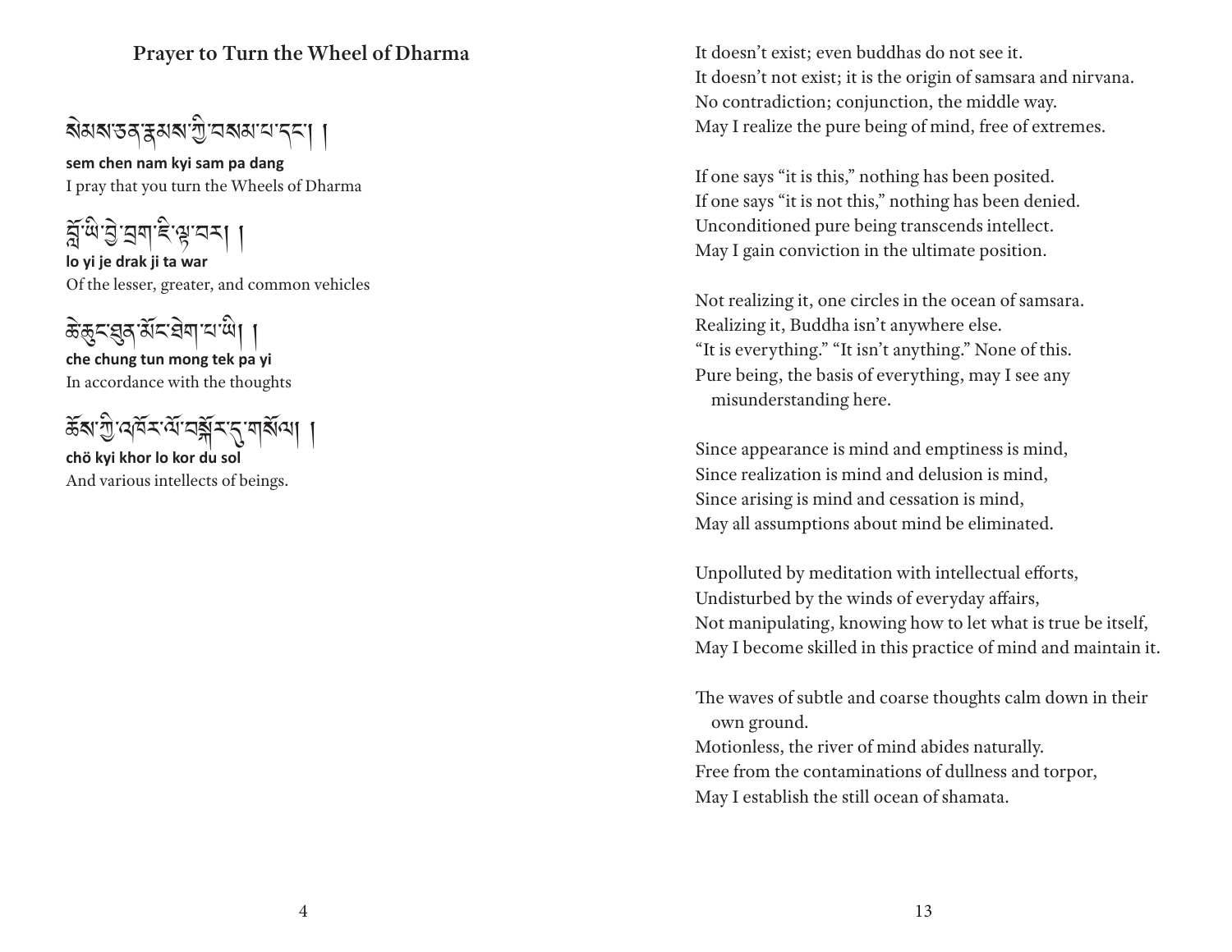## Prayer to Turn the Wheel of Dharma

སེམས་ཅན་རྣམས་ཀྱི་བསམ་པ་དང་། །

**sem chen nam kyi sam pa dang**

I pray that you turn the Wheels of Dharma

བློ་ཡི་བྱེ་བྲག་ཇི་ལྟ་བར། །

**lo yi je drak ji ta war**

Of the lesser, greater, and common vehicles

ཆེ་ཆུང་ཐུན་མོང་ཐེག་པ་ཡི། །

**che chung tun mong tek pa yi**

In accordance with the thoughts

ཆོས་ཀྱི་འཁོར་ལོ་བསྐོར་དུ་གསོལ། །

**chö kyi khor lo kor du sol**

And various intellects of beings.

It doesn't exist; even buddhas do not see it.
It doesn't not exist; it is the origin of samsara and nirvana.
No contradiction; conjunction, the middle way.
May I realize the pure being of mind, free of extremes.

If one says "it is this," nothing has been posited.
If one says "it is not this," nothing has been denied.
Unconditioned pure being transcends intellect.
May I gain conviction in the ultimate position.

Not realizing it, one circles in the ocean of samsara.
Realizing it, Buddha isn't anywhere else.
"It is everything." "It isn't anything." None of this.
Pure being, the basis of everything, may I see any misunderstanding here.

Since appearance is mind and emptiness is mind,
Since realization is mind and delusion is mind,
Since arising is mind and cessation is mind,
May all assumptions about mind be eliminated.

Unpolluted by meditation with intellectual efforts,
Undisturbed by the winds of everyday affairs,
Not manipulating, knowing how to let what is true be itself,
May I become skilled in this practice of mind and maintain it.

The waves of subtle and coarse thoughts calm down in their own ground.
Motionless, the river of mind abides naturally.
Free from the contaminations of dullness and torpor,
May I establish the still ocean of shamata.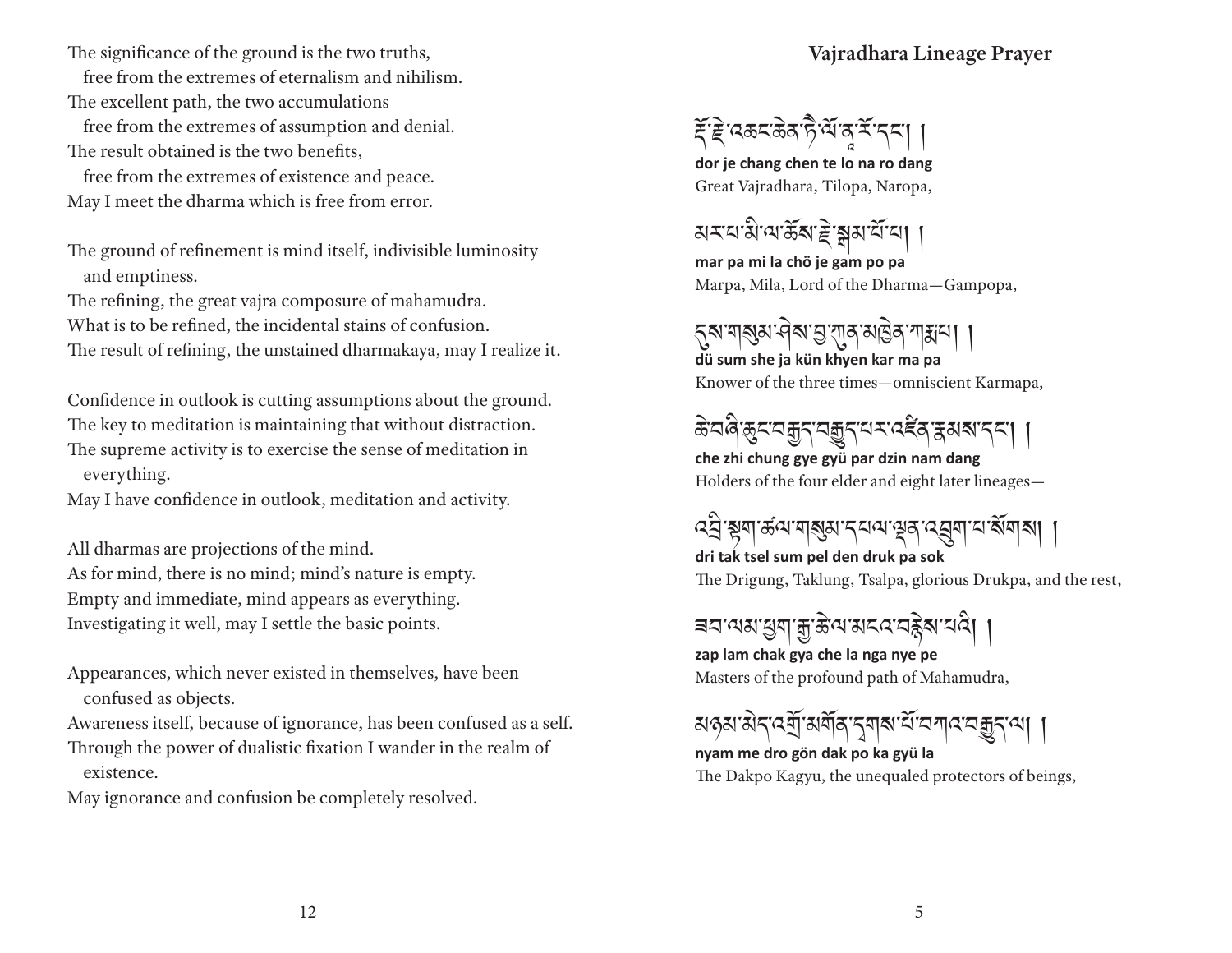The significance of the ground is the two truths,
free from the extremes of eternalism and nihilism.
The excellent path, the two accumulations
free from the extremes of assumption and denial.
The result obtained is the two benefits,
free from the extremes of existence and peace.
May I meet the dharma which is free from error.

The ground of refinement is mind itself, indivisible luminosity and emptiness.
The refining, the great vajra composure of mahamudra.
What is to be refined, the incidental stains of confusion.
The result of refining, the unstained dharmakaya, may I realize it.

Confidence in outlook is cutting assumptions about the ground.
The key to meditation is maintaining that without distraction.
The supreme activity is to exercise the sense of meditation in everything.
May I have confidence in outlook, meditation and activity.

All dharmas are projections of the mind.
As for mind, there is no mind; mind's nature is empty.
Empty and immediate, mind appears as everything.
Investigating it well, may I settle the basic points.

Appearances, which never existed in themselves, have been confused as objects.
Awareness itself, because of ignorance, has been confused as a self.
Through the power of dualistic fixation I wander in the realm of existence.
May ignorance and confusion be completely resolved.

## Vajradhara Lineage Prayer

རྡོ་རྗེ་འཆང་ཆེན་ཏཻ་ལོ་ན་རོ་དང་། །
**dor je chang chen te lo na ro dang**
Great Vajradhara, Tilopa, Naropa,

མར་པ་མི་ལ་ཆོས་རྗེ་སྒམ་པོ་པ། །
**mar pa mi la chö je gam po pa**
Marpa, Mila, Lord of the Dharma—Gampopa,

དུས་གསུམ་ཤེས་བྱ་ཀུན་མཁྱེན་ཀརྨ་པ། །
**dü sum she ja kün khyen kar ma pa**
Knower of the three times—omniscient Karmapa,

ཆེ་བཞི་ཆུང་བརྒྱད་བརྒྱུད་པར་འཛིན་རྣམས་དང་། །
**che zhi chung gye gyü par dzin nam dang**
Holders of the four elder and eight later lineages—

འབྲི་སྟག་ཚལ་གསུམ་དཔལ་ལྡན་འབྲུག་པ་སོགས། །
**dri tak tsel sum pel den druk pa sok**
The Drigung, Taklung, Tsalpa, glorious Drukpa, and the rest,

ཟབ་ལམ་ཕྱག་རྒྱ་ཆེ་ལ་མངའ་བརྙེས་པའི། །
**zap lam chak gya che la nga nye pe**
Masters of the profound path of Mahamudra,

མཉམ་མེད་འགྲོ་མགོན་དྭགས་པོ་བཀའ་བརྒྱུད་ལ། །
**nyam me dro gön dak po ka gyü la**
The Dakpo Kagyu, the unequaled protectors of beings,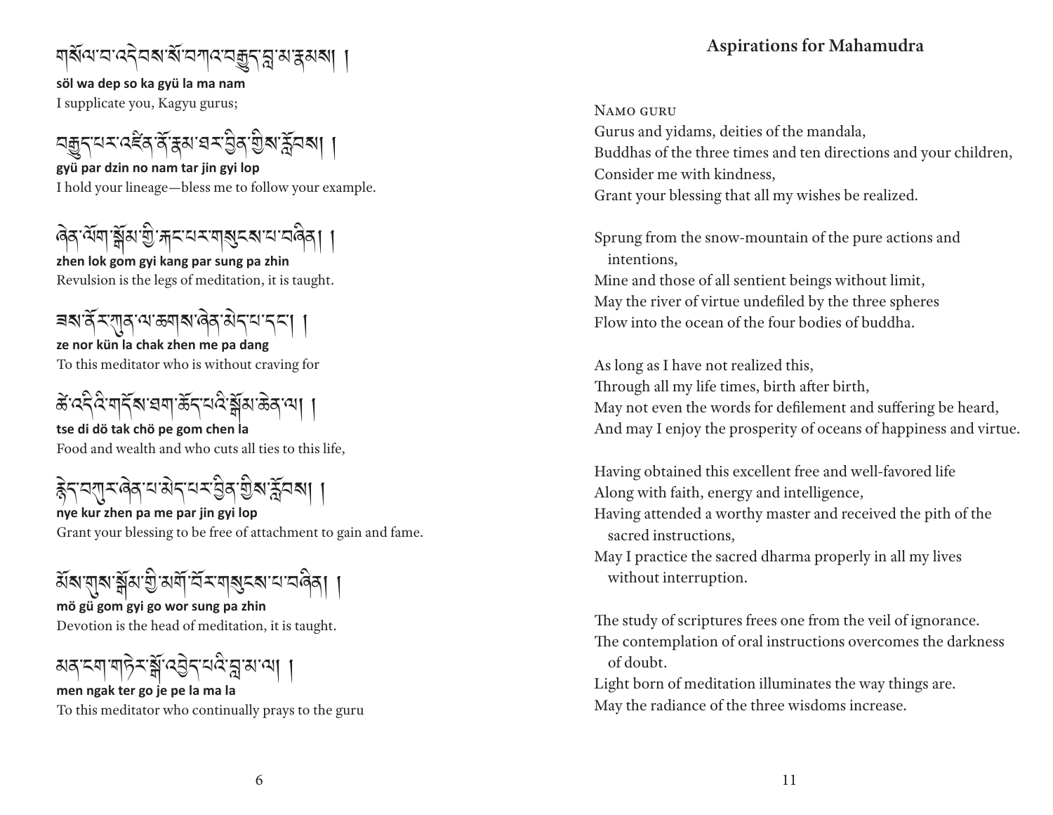གསོལ་བ་འདེབས་སོ་བཀའ་བརྒྱུད་བླ་མ་རྣམས། །

**söl wa dep so ka gyü la ma nam**
I supplicate you, Kagyu gurus;

བརྒྱུད་པར་འཛིན་ནོ་རྣམ་ཐར་བྱིན་གྱིས་རློབས། །

**gyü par dzin no nam tar jin gyi lop**
I hold your lineage—bless me to follow your example.

ཞེན་ལོག་སྒོམ་གྱི་རྐང་པར་གསུངས་པ་བཞིན། །

**zhen lok gom gyi kang par sung pa zhin**
Revulsion is the legs of meditation, it is taught.

ཟས་ནོར་ཀུན་ལ་ཆགས་ཞེན་མེད་པ་དང་། །

**ze nor kün la chak zhen me pa dang**
To this meditator who is without craving for

ཚེ་འདིའི་གདོས་ཐག་ཆོད་པའི་སྒོམ་ཆེན་ལ། །

**tse di dö tak chö pe gom chen la**
Food and wealth and who cuts all ties to this life,

རྙེད་བཀུར་ཞེན་པ་མེད་པར་བྱིན་གྱིས་རློབས། །

**nye kur zhen pa me par jin gyi lop**
Grant your blessing to be free of attachment to gain and fame.

མོས་གུས་སྒོམ་གྱི་མགོ་བོར་གསུངས་པ་བཞིན། །

**mö gü gom gyi go wor sung pa zhin**
Devotion is the head of meditation, it is taught.

མན་ངག་གཏེར་སྒོ་འབྱེད་པའི་བླ་མ་ལ། །

**men ngak ter go je pe la ma la**
To this meditator who continually prays to the guru

## Aspirations for Mahamudra

Namo guru
Gurus and yidams, deities of the mandala,
Buddhas of the three times and ten directions and your children,
Consider me with kindness,
Grant your blessing that all my wishes be realized.

Sprung from the snow-mountain of the pure actions and intentions,
Mine and those of all sentient beings without limit,
May the river of virtue undefiled by the three spheres
Flow into the ocean of the four bodies of buddha.

As long as I have not realized this,
Through all my life times, birth after birth,
May not even the words for defilement and suffering be heard,
And may I enjoy the prosperity of oceans of happiness and virtue.

Having obtained this excellent free and well-favored life
Along with faith, energy and intelligence,
Having attended a worthy master and received the pith of the sacred instructions,
May I practice the sacred dharma properly in all my lives without interruption.

The study of scriptures frees one from the veil of ignorance.
The contemplation of oral instructions overcomes the darkness of doubt.
Light born of meditation illuminates the way things are.
May the radiance of the three wisdoms increase.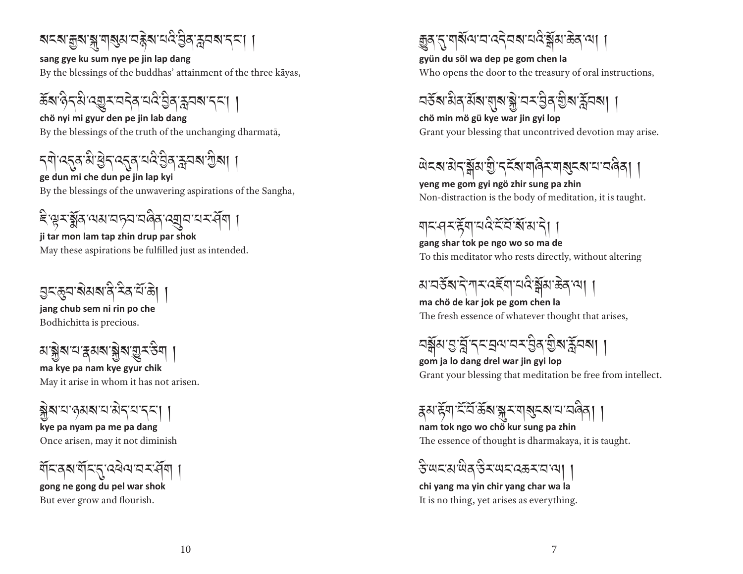སངས་རྒྱས་སྐུ་གསུམ་བརྙེས་པའི་བྱིན་རླབས་དང་། །

**sang gye ku sum nye pe jin lap dang**

By the blessings of the buddhas' attainment of the three kāyas,

ཆོས་ཉིད་མི་འགྱུར་བདེན་པའི་བྱིན་རླབས་དང་། །

**chö nyi mi gyur den pe jin lab dang**

By the blessings of the truth of the unchanging dharmatā,

དགེ་འདུན་མི་ཕྱེད་འདུན་པའི་བྱིན་རླབས་ཀྱིས། །

**ge dun mi che dun pe jin lap kyi**

By the blessings of the unwavering aspirations of the Sangha,

ཇི་ལྟར་སྨོན་ལམ་བཏབ་བཞིན་འགྲུབ་པར་ཤོག །

**ji tar mon lam tap zhin drup par shok**

May these aspirations be fulfilled just as intended.

བྱང་ཆུབ་སེམས་ནི་རིན་པོ་ཆེ། །

**jang chub sem ni rin po che**

Bodhichitta is precious.

མ་སྐྱེས་པ་རྣམས་སྐྱེས་གྱུར་ཅིག །

**ma kye pa nam kye gyur chik**

May it arise in whom it has not arisen.

སྐྱེས་པ་ཉམས་པ་མེད་པ་དང་། །

**kye pa nyam pa me pa dang**

Once arisen, may it not diminish

གོང་ནས་གོང་དུ་འཕེལ་བར་ཤོག །

**gong ne gong du pel war shok**

But ever grow and flourish.

རྒྱུན་དུ་གསོལ་བ་འདེབས་པའི་སྒོམ་ཆེན་ལ། །

**gyün du söl wa dep pe gom chen la**

Who opens the door to the treasury of oral instructions,

བཅོས་མིན་མོས་གུས་སྐྱེ་བར་བྱིན་གྱིས་རློབས། །

**chö min mö gü kye war jin gyi lop**

Grant your blessing that uncontrived devotion may arise.

ཡེངས་མེད་སྒོམ་གྱི་དངོས་གཞིར་གསུངས་པ་བཞིན། །

**yeng me gom gyi ngö zhir sung pa zhin**

Non-distraction is the body of meditation, it is taught.

གང་ཤར་རྟོག་པའི་ངོ་བོ་སོ་མ་དེ། །

**gang shar tok pe ngo wo so ma de**

To this meditator who rests directly, without altering

མ་བཅོས་དེ་ཀར་འཇོག་པའི་སྒོམ་ཆེན་ལ། །

**ma chö de kar jok pe gom chen la**

The fresh essence of whatever thought that arises,

བསྒོམ་བྱ་བློ་དང་བྲལ་བར་བྱིན་གྱིས་རློབས། །

**gom ja lo dang drel war jin gyi lop**

Grant your blessing that meditation be free from intellect.

རྣམ་རྟོག་ངོ་བོ་ཆོས་སྐུར་གསུངས་པ་བཞིན། །

**nam tok ngo wo chö kur sung pa zhin**

The essence of thought is dharmakaya, it is taught.

ཅི་ཡང་མ་ཡིན་ཅིར་ཡང་འཆར་བ་ལ། །

**chi yang ma yin chir yang char wa la**

It is no thing, yet arises as everything.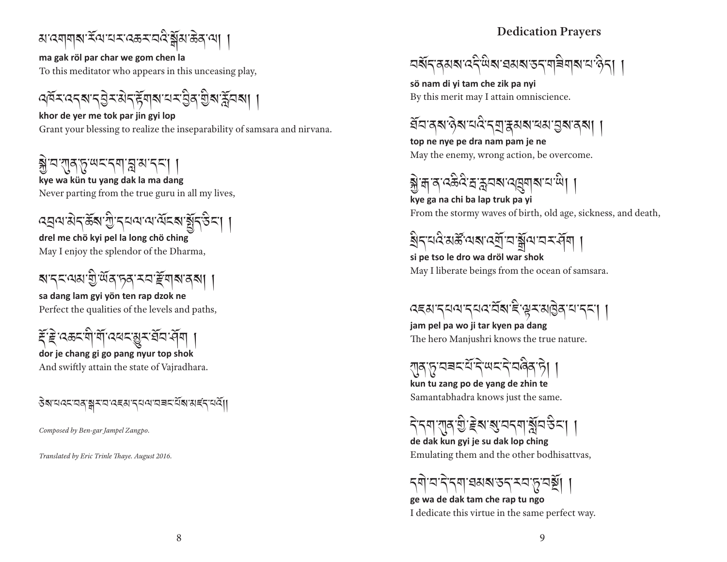མ་འགགས་རོལ་པར་འཆར་བའི་སྒོམ་ཆེན་ལ། །

**ma gak röl par char we gom chen la**
To this meditator who appears in this unceasing play,

འཁོར་འདས་དབྱེར་མེད་རྟོགས་པར་བྱིན་གྱིས་རློབས། །

**khor de yer me tok par jin gyi lop**
Grant your blessing to realize the inseparability of samsara and nirvana.

སྐྱེ་བ་ཀུན་ཏུ་ཡང་དག་བླ་མ་དང་། །

**kye wa kün tu yang dak la ma dang**
Never parting from the true guru in all my lives,

འབྲལ་མེད་ཆོས་ཀྱི་དཔལ་ལ་ལོངས་སྤྱོད་ཅིང་། །

**drel me chö kyi pel la long chö ching**
May I enjoy the splendor of the Dharma,

ས་དང་ལམ་གྱི་ཡོན་ཏན་རབ་རྫོགས་ནས། །

**sa dang lam gyi yön ten rap dzok ne**
Perfect the qualities of the levels and paths,

རྡོ་རྗེ་འཆང་གི་གོ་འཕང་མྱུར་ཐོབ་ཤོག །

**dor je chang gi go pang nyur top shok**
And swiftly attain the state of Vajradhara.

ཅེས་པའང་བན་སྒར་བ་འཇམ་དཔལ་བཟང་པོས་མཛད་པའོ།།

*Composed by Ben-gar Jampel Zangpo.*

*Translated by Eric Trinle Thaye. August 2016.*

## Dedication Prayers

བསོད་ནམས་འདི་ཡིས་ཐམས་ཅད་གཟིགས་པ་ཉིད། །

**sö nam di yi tam che zik pa nyi**
By this merit may I attain omniscience.

ཐོབ་ནས་ཉེས་པའི་དགྲ་རྣམས་ཕམ་བྱས་ནས། །

**top ne nye pe dra nam pam je ne**
May the enemy, wrong action, be overcome.

སྐྱེ་རྒ་ན་འཆིའི་རྦ་རླབས་འཁྲུགས་པ་ཡི། །

**kye ga na chi ba lap truk pa yi**
From the stormy waves of birth, old age, sickness, and death,

སྲིད་པའི་མཚོ་ལས་འགྲོ་བ་སྒྲོལ་བར་ཤོག །

**si pe tso le dro wa dröl war shok**
May I liberate beings from the ocean of samsara.

འཇམ་དཔལ་དཔའ་བོས་ཇི་ལྟར་མཁྱེན་པ་དང་། །

**jam pel pa wo ji tar kyen pa dang**
The hero Manjushri knows the true nature.

ཀུན་ཏུ་བཟང་པོ་དེ་ཡང་དེ་བཞིན་ཏེ། །

**kun tu zang po de yang de zhin te**
Samantabhadra knows just the same.

དེ་དག་ཀུན་གྱི་རྗེས་སུ་བདག་སློབ་ཅིང་། །

**de dak kun gyi je su dak lop ching**
Emulating them and the other bodhisattvas,

དགེ་བ་དེ་དག་ཐམས་ཅད་རབ་ཏུ་བསྔོ། །

**ge wa de dak tam che rap tu ngo**
I dedicate this virtue in the same perfect way.